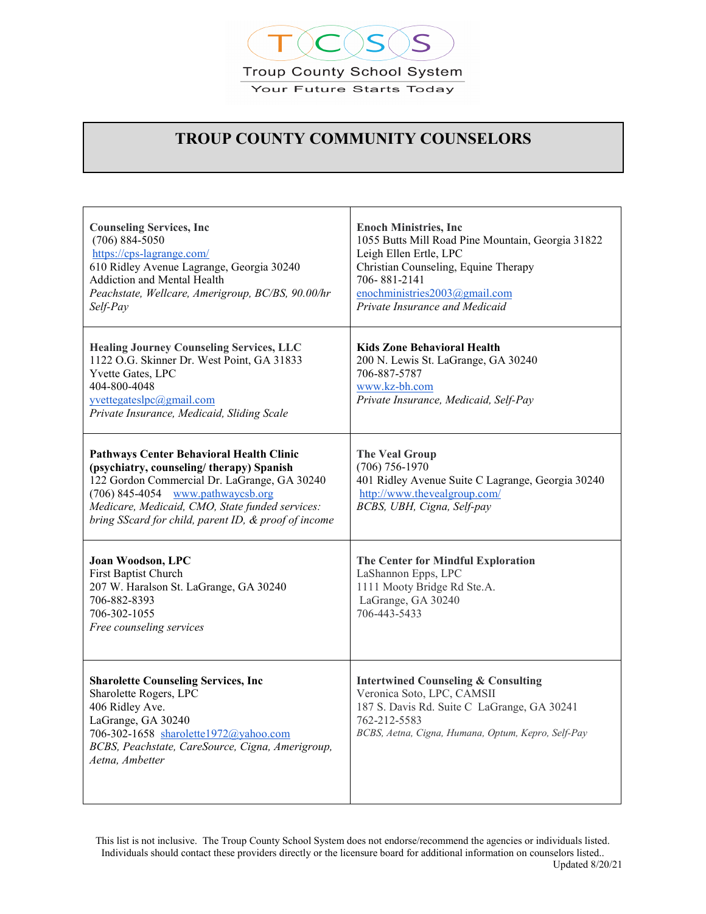Troup County School System

Your Future Starts Today

# TROUP COUNTY COMMUNITY COUNSELORS

| | |
|---|---|
| **Counseling Services, Inc**<br>(706) 884-5050<br>https://cps-lagrange.com/<br>610 Ridley Avenue Lagrange, Georgia 30240<br>Addiction and Mental Health<br>*Peachstate, Wellcare, Amerigroup, BC/BS, 90.00/hr Self-Pay* | **Enoch Ministries, Inc**<br>1055 Butts Mill Road Pine Mountain, Georgia 31822<br>Leigh Ellen Ertle, LPC<br>Christian Counseling, Equine Therapy<br>706- 881-2141<br>enochministries2003@gmail.com<br>*Private Insurance and Medicaid* |
| **Healing Journey Counseling Services, LLC**<br>1122 O.G. Skinner Dr. West Point, GA 31833<br>Yvette Gates, LPC<br>404-800-4048<br>yvettegateslpc@gmail.com<br>*Private Insurance, Medicaid, Sliding Scale* | **Kids Zone Behavioral Health**<br>200 N. Lewis St. LaGrange, GA 30240<br>706-887-5787<br>www.kz-bh.com<br>*Private Insurance, Medicaid, Self-Pay* |
| **Pathways Center Behavioral Health Clinic (psychiatry, counseling/ therapy) Spanish**<br>122 Gordon Commercial Dr. LaGrange, GA 30240<br>(706) 845-4054 www.pathwaycsb.org<br>*Medicare, Medicaid, CMO, State funded services: bring SScard for child, parent ID, & proof of income* | **The Veal Group**<br>(706) 756-1970<br>401 Ridley Avenue Suite C Lagrange, Georgia 30240<br>http://www.thevealgroup.com/<br>*BCBS, UBH, Cigna, Self-pay* |
| **Joan Woodson, LPC**<br>First Baptist Church<br>207 W. Haralson St. LaGrange, GA 30240<br>706-882-8393<br>706-302-1055<br>*Free counseling services* | **The Center for Mindful Exploration**<br>LaShannon Epps, LPC<br>1111 Mooty Bridge Rd Ste.A.<br>LaGrange, GA 30240<br>706-443-5433 |
| **Sharolette Counseling Services, Inc**<br>Sharolette Rogers, LPC<br>406 Ridley Ave.<br>LaGrange, GA 30240<br>706-302-1658 sharolette1972@yahoo.com<br>*BCBS, Peachstate, CareSource, Cigna, Amerigroup, Aetna, Ambetter* | **Intertwined Counseling & Consulting**<br>Veronica Soto, LPC, CAMSII<br>187 S. Davis Rd. Suite C LaGrange, GA 30241<br>762-212-5583<br>*BCBS, Aetna, Cigna, Humana, Optum, Kepro, Self-Pay* |

This list is not inclusive. The Troup County School System does not endorse/recommend the agencies or individuals listed. Individuals should contact these providers directly or the licensure board for additional information on counselors listed..

Updated 8/20/21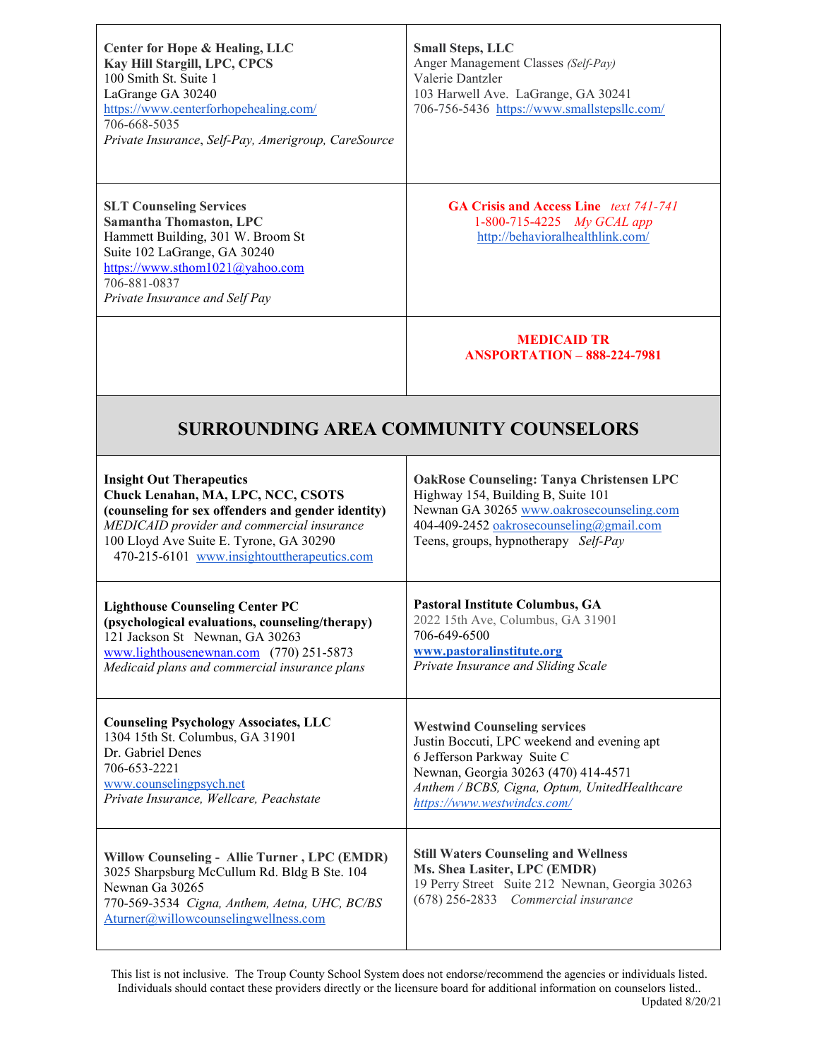| | |
|---|---|
| **Center for Hope & Healing, LLC**<br>**Kay Hill Stargill, LPC, CPCS**<br>100 Smith St. Suite 1<br>LaGrange GA 30240<br>https://www.centerforhopehealing.com/<br>706-668-5035<br>*Private Insurance*, *Self-Pay, Amerigroup, CareSource* | **Small Steps, LLC**<br>Anger Management Classes *(Self-Pay)*<br>Valerie Dantzler<br>103 Harwell Ave. LaGrange, GA 30241<br>706-756-5436 https://www.smallstepsllc.com/ |
| **SLT Counseling Services**<br>**Samantha Thomaston, LPC**<br>Hammett Building, 301 W. Broom St<br>Suite 102 LaGrange, GA 30240<br>https://www.sthom1021@yahoo.com<br>706-881-0837<br>*Private Insurance and Self Pay* | **GA Crisis and Access Line** *text 741-741*<br>1-800-715-4225 *My GCAL app*<br>http://behavioralhealthlink.com/ |
| | **MEDICAID TR ANSPORTATION – 888-224-7981** |

## SURROUNDING AREA COMMUNITY COUNSELORS

| | |
|---|---|
| **Insight Out Therapeutics**<br>**Chuck Lenahan, MA, LPC, NCC, CSOTS**<br>**(counseling for sex offenders and gender identity)**<br>*MEDICAID provider and commercial insurance*<br>100 Lloyd Ave Suite E. Tyrone, GA 30290<br>470-215-6101 www.insightouttherapeutics.com | **OakRose Counseling: Tanya Christensen LPC**<br>Highway 154, Building B, Suite 101<br>Newnan GA 30265 www.oakrosecounseling.com<br>404-409-2452 oakrosecounseling@gmail.com<br>Teens, groups, hypnotherapy *Self-Pay* |
| **Lighthouse Counseling Center PC**<br>**(psychological evaluations, counseling/therapy)**<br>121 Jackson St Newnan, GA 30263<br>www.lighthousenewnan.com (770) 251-5873<br>*Medicaid plans and commercial insurance plans* | **Pastoral Institute Columbus, GA**<br>2022 15th Ave, Columbus, GA 31901<br>706-649-6500<br>**www.pastoralinstitute.org**<br>*Private Insurance and Sliding Scale* |
| **Counseling Psychology Associates, LLC**<br>1304 15th St. Columbus, GA 31901<br>Dr. Gabriel Denes<br>706-653-2221<br>www.counselingpsych.net<br>*Private Insurance, Wellcare, Peachstate* | **Westwind Counseling services**<br>Justin Boccuti, LPC weekend and evening apt<br>6 Jefferson Parkway Suite C<br>Newnan, Georgia 30263 (470) 414-4571<br>*Anthem / BCBS, Cigna, Optum, UnitedHealthcare*<br>*https://www.westwindcs.com/* |
| **Willow Counseling - Allie Turner , LPC (EMDR)**<br>3025 Sharpsburg McCullum Rd. Bldg B Ste. 104<br>Newnan Ga 30265<br>770-569-3534 *Cigna, Anthem, Aetna, UHC, BC/BS*<br>Aturner@willowcounselingwellness.com | **Still Waters Counseling and Wellness**<br>**Ms. Shea Lasiter, LPC (EMDR)**<br>19 Perry Street Suite 212 Newnan, Georgia 30263<br>(678) 256-2833 *Commercial insurance* |

This list is not inclusive. The Troup County School System does not endorse/recommend the agencies or individuals listed. Individuals should contact these providers directly or the licensure board for additional information on counselors listed..

Updated 8/20/21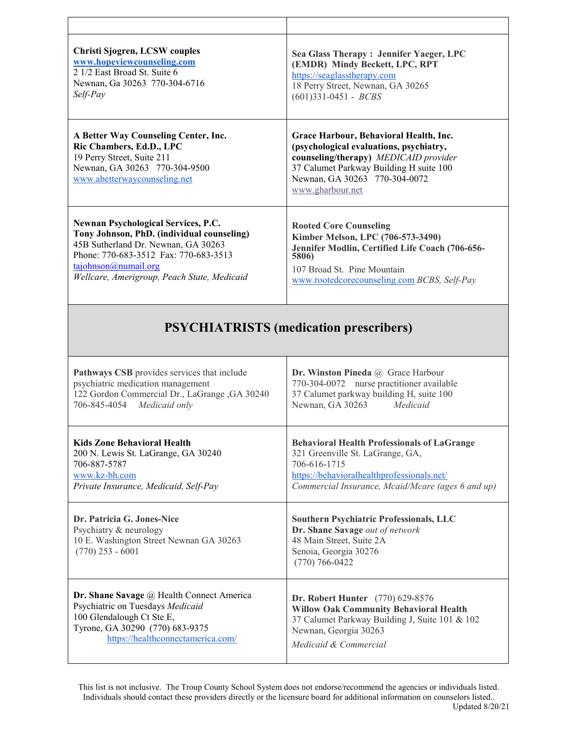| | |
|---|---|
| **Christi Sjogren, LCSW couples**<br>[www.hopeviewcounseling.com](http://www.hopeviewcounseling.com)<br>2 1/2 East Broad St. Suite 6<br>Newnan, Ga 30263 770-304-6716<br>*Self-Pay* | **Sea Glass Therapy : Jennifer Yaeger, LPC (EMDR) Mindy Beckett, LPC, RPT**<br>[https://seaglasstherapy.com](https://seaglasstherapy.com)<br>18 Perry Street, Newnan, GA 30265<br>(601)331-0451 - *BCBS* |
| **A Better Way Counseling Center, Inc.**<br>**Ric Chambers, Ed.D., LPC**<br>19 Perry Street, Suite 211<br>Newnan, GA 30263 770-304-9500<br>[www.abetterwaycounseling.net](http://www.abetterwaycounseling.net) | **Grace Harbour, Behavioral Health, Inc. (psychological evaluations, psychiatry, counseling/therapy)** *MEDICAID provider*<br>37 Calumet Parkway Building H suite 100<br>Newnan, GA 30263 770-304-0072<br>[www.gharbour.net](http://www.gharbour.net) |
| **Newnan Psychological Services, P.C.**<br>**Tony Johnson, PhD. (individual counseling)**<br>45B Sutherland Dr. Newnan, GA 30263<br>Phone: 770-683-3512 Fax: 770-683-3513<br>[tajohnson@numail.org](mailto:tajohnson@numail.org)<br>*Wellcare, Amerigroup, Peach State, Medicaid* | **Rooted Core Counseling**<br>**Kimber Melson, LPC (706-573-3490)**<br>**Jennifer Modlin, Certified Life Coach (706-656-5806)**<br>107 Broad St. Pine Mountain<br>[www.rootedcorecounseling.com](http://www.rootedcorecounseling.com) *BCBS, Self-Pay* |

## PSYCHIATRISTS (medication prescribers)

| | |
|---|---|
| **Pathways CSB** provides services that include psychiatric medication management<br>122 Gordon Commercial Dr., LaGrange ,GA 30240<br>706-845-4054 *Medicaid only* | **Dr. Winston Pineda** @ Grace Harbour<br>770-304-0072 nurse practitioner available<br>37 Calumet parkway building H, suite 100<br>Newnan, GA 30263 *Medicaid* |
| **Kids Zone Behavioral Health**<br>200 N. Lewis St. LaGrange, GA 30240<br>706-887-5787<br>[www.kz-bh.com](http://www.kz-bh.com)<br>*Private Insurance, Medicaid, Self-Pay* | **Behavioral Health Professionals of LaGrange**<br>321 Greenville St. LaGrange, GA,<br>706-616-1715<br>[https://behavioralhealthprofessionals.net/](https://behavioralhealthprofessionals.net/)<br>*Commercial Insurance, Mcaid/Mcare (ages 6 and up)* |
| **Dr. Patricia G. Jones-Nice**<br>Psychiatry & neurology<br>10 E. Washington Street Newnan GA 30263<br>(770) 253 - 6001 | **Southern Psychiatric Professionals, LLC**<br>**Dr. Shane Savage** *out of network*<br>48 Main Street, Suite 2A<br>Senoia, Georgia 30276<br>(770) 766-0422 |
| **Dr. Shane Savage** @ Health Connect America<br>Psychiatric on Tuesdays *Medicaid*<br>100 Glendalough Ct Ste E,<br>Tyrone, GA 30290 (770) 683-9375<br>[https://healthconnectamerica.com/](https://healthconnectamerica.com/) | **Dr. Robert Hunter** (770) 629-8576<br>**Willow Oak Community Behavioral Health**<br>37 Calumet Parkway Building J, Suite 101 & 102<br>Newnan, Georgia 30263<br>*Medicaid & Commercial* |

This list is not inclusive. The Troup County School System does not endorse/recommend the agencies or individuals listed. Individuals should contact these providers directly or the licensure board for additional information on counselors listed..

Updated 8/20/21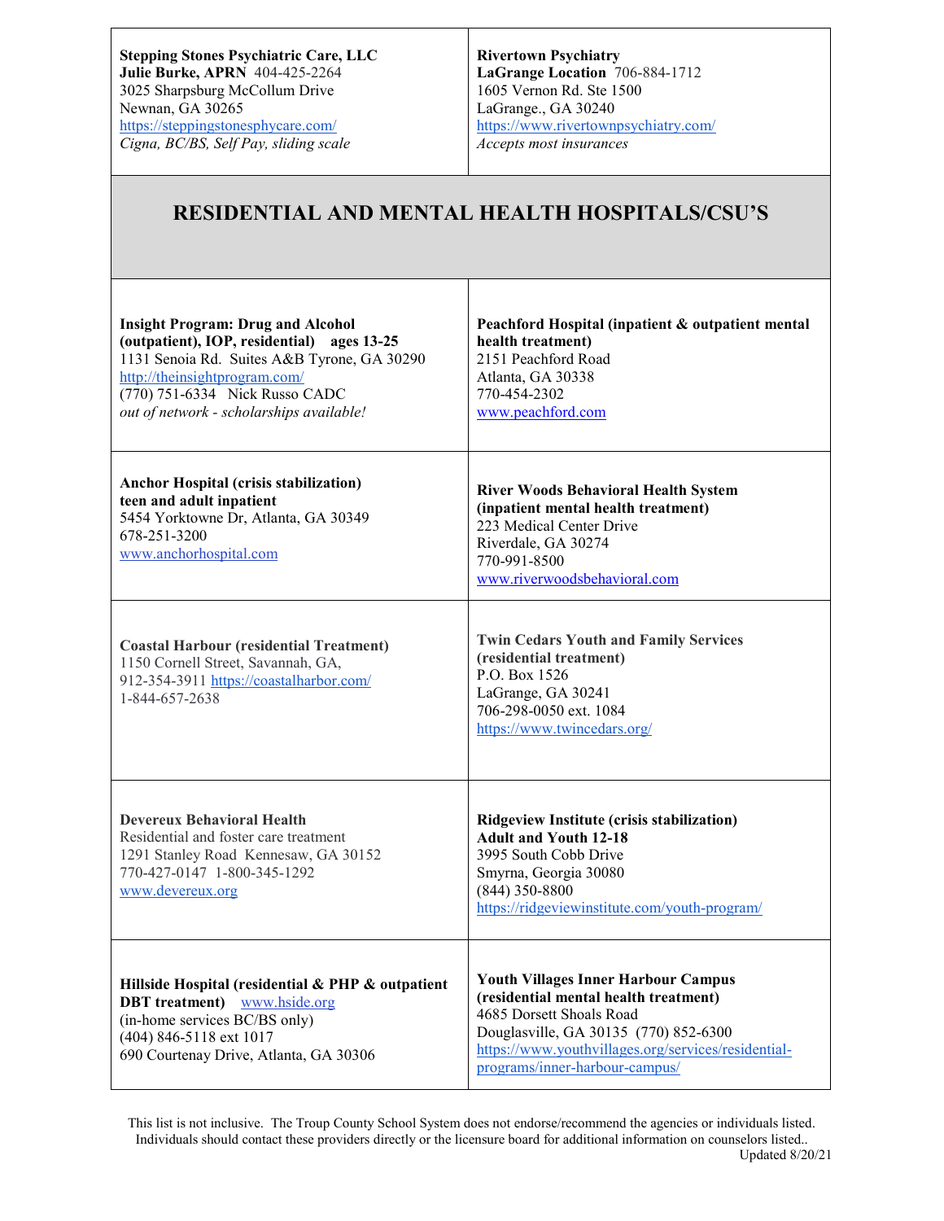| | |
|---|---|
| **Stepping Stones Psychiatric Care, LLC**<br>**Julie Burke, APRN** 404-425-2264<br>3025 Sharpsburg McCollum Drive<br>Newnan, GA 30265<br>https://steppingstonesphycare.com/<br>*Cigna, BC/BS, Self Pay, sliding scale* | **Rivertown Psychiatry**<br>**LaGrange Location** 706-884-1712<br>1605 Vernon Rd. Ste 1500<br>LaGrange., GA 30240<br>https://www.rivertownpsychiatry.com/<br>*Accepts most insurances* |

## RESIDENTIAL AND MENTAL HEALTH HOSPITALS/CSU'S

| | |
|---|---|
| **Insight Program: Drug and Alcohol (outpatient), IOP, residential) ages 13-25**<br>1131 Senoia Rd. Suites A&B Tyrone, GA 30290<br>http://theinsightprogram.com/<br>(770) 751-6334 Nick Russo CADC<br>*out of network - scholarships available!* | **Peachford Hospital (inpatient & outpatient mental health treatment)**<br>2151 Peachford Road<br>Atlanta, GA 30338<br>770-454-2302<br>www.peachford.com |
| **Anchor Hospital (crisis stabilization)**<br>**teen and adult inpatient**<br>5454 Yorktowne Dr, Atlanta, GA 30349<br>678-251-3200<br>www.anchorhospital.com | **River Woods Behavioral Health System (inpatient mental health treatment)**<br>223 Medical Center Drive<br>Riverdale, GA 30274<br>770-991-8500<br>www.riverwoodsbehavioral.com |
| **Coastal Harbour (residential Treatment)**<br>1150 Cornell Street, Savannah, GA,<br>912-354-3911 https://coastalharbor.com/<br>1-844-657-2638 | **Twin Cedars Youth and Family Services (residential treatment)**<br>P.O. Box 1526<br>LaGrange, GA 30241<br>706-298-0050 ext. 1084<br>https://www.twincedars.org/ |
| **Devereux Behavioral Health**<br>Residential and foster care treatment<br>1291 Stanley Road Kennesaw, GA 30152<br>770-427-0147 1-800-345-1292<br>www.devereux.org | **Ridgeview Institute (crisis stabilization)**<br>**Adult and Youth 12-18**<br>3995 South Cobb Drive<br>Smyrna, Georgia 30080<br>(844) 350-8800<br>https://ridgeviewinstitute.com/youth-program/ |
| **Hillside Hospital (residential & PHP & outpatient DBT treatment)** www.hside.org<br>(in-home services BC/BS only)<br>(404) 846-5118 ext 1017<br>690 Courtenay Drive, Atlanta, GA 30306 | **Youth Villages Inner Harbour Campus (residential mental health treatment)**<br>4685 Dorsett Shoals Road<br>Douglasville, GA 30135 (770) 852-6300<br>https://www.youthvillages.org/services/residential-programs/inner-harbour-campus/ |

This list is not inclusive. The Troup County School System does not endorse/recommend the agencies or individuals listed. Individuals should contact these providers directly or the licensure board for additional information on counselors listed..

Updated 8/20/21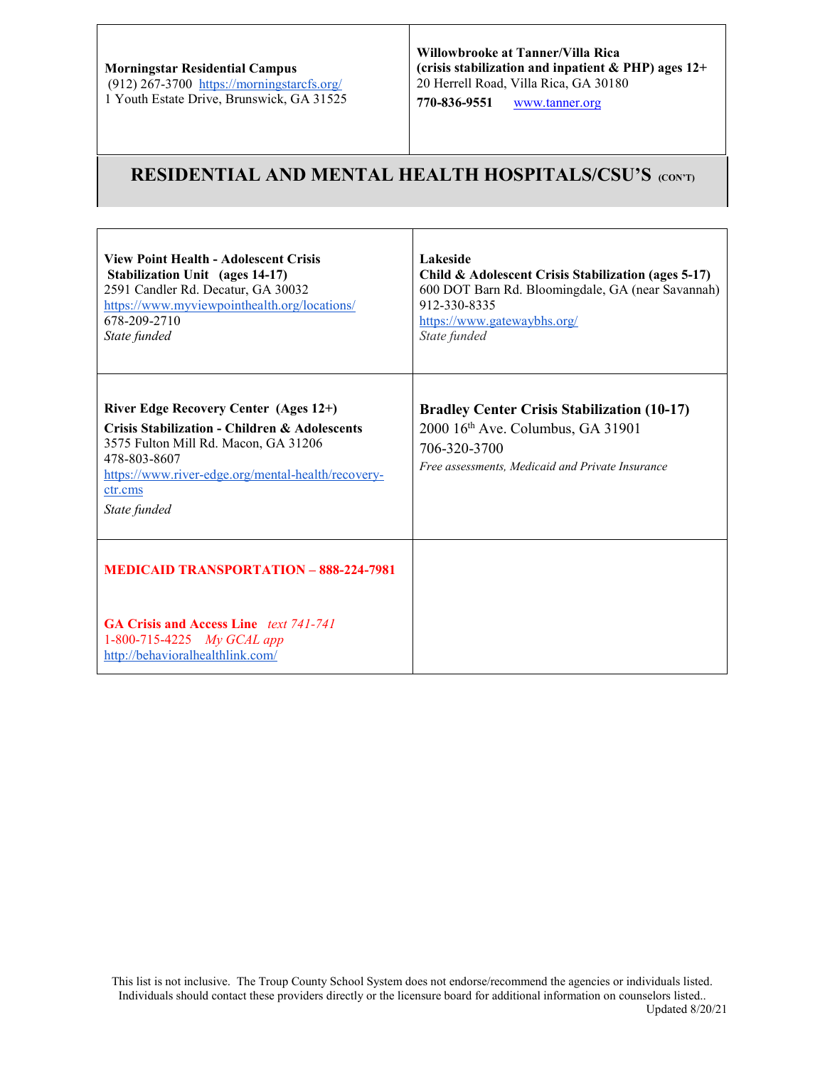| | |
|---|---|
| **Morningstar Residential Campus**<br>(912) 267-3700 https://morningstarcfs.org/<br>1 Youth Estate Drive, Brunswick, GA 31525 | **Willowbrooke at Tanner/Villa Rica**<br>**(crisis stabilization and inpatient & PHP) ages 12+**<br>20 Herrell Road, Villa Rica, GA 30180<br>**770-836-9551** www.tanner.org |

## RESIDENTIAL AND MENTAL HEALTH HOSPITALS/CSU'S (CON'T)

| | |
|---|---|
| **View Point Health - Adolescent Crisis Stabilization Unit (ages 14-17)**<br>2591 Candler Rd. Decatur, GA 30032<br>https://www.myviewpointhealth.org/locations/<br>678-209-2710<br>*State funded* | **Lakeside**<br>**Child & Adolescent Crisis Stabilization (ages 5-17)**<br>600 DOT Barn Rd. Bloomingdale, GA (near Savannah)<br>912-330-8335<br>https://www.gatewaybhs.org/<br>*State funded* |
| **River Edge Recovery Center (Ages 12+)**<br>**Crisis Stabilization - Children & Adolescents**<br>3575 Fulton Mill Rd. Macon, GA 31206<br>478-803-8607<br>https://www.river-edge.org/mental-health/recovery-ctr.cms<br>*State funded* | **Bradley Center Crisis Stabilization (10-17)**<br>2000 16th Ave. Columbus, GA 31901<br>706-320-3700<br>*Free assessments, Medicaid and Private Insurance* |
| **MEDICAID TRANSPORTATION – 888-224-7981**<br><br>**GA Crisis and Access Line** *text 741-741*<br>1-800-715-4225 *My GCAL app*<br>http://behavioralhealthlink.com/ | |

This list is not inclusive. The Troup County School System does not endorse/recommend the agencies or individuals listed. Individuals should contact these providers directly or the licensure board for additional information on counselors listed..

Updated 8/20/21